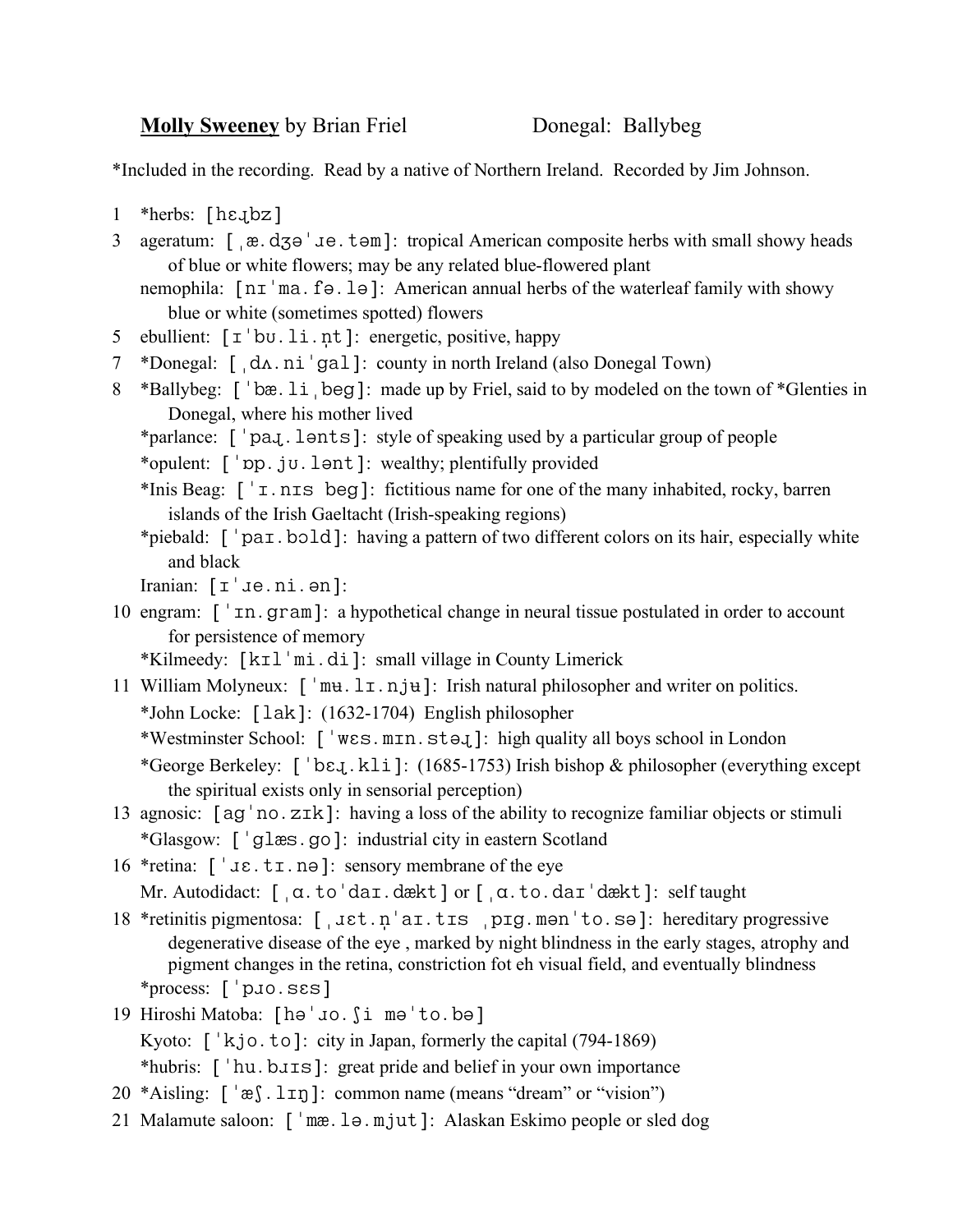**Molly Sweeney** by Brian Friel Donegal: Ballybeg

*Included in the recording. Read by a native of Northern Ireland. Recorded by Jim Johnson.

1 *herbs: [hɛɻbz]

3 ageratum: [ˌæ.dʒəˈɹe.təm]: tropical American composite herbs with small showy heads of blue or white flowers; may be any related blue-flowered plant
   nemophila: [nɪˈma.fə.lə]: American annual herbs of the waterleaf family with showy blue or white (sometimes spotted) flowers

5 ebullient: [ɪˈbʊ.li.n̩t]: energetic, positive, happy

7 *Donegal: [ˌdʌ.niˈgal]: county in north Ireland (also Donegal Town)

8 *Ballybeg: [ˈbæ.liˌbeg]: made up by Friel, said to by modeled on the town of *Glenties in Donegal, where his mother lived
   *parlance: [ˈpaɻ.lənts]: style of speaking used by a particular group of people
   *opulent: [ˈɒp.jʊ.lənt]: wealthy; plentifully provided
   *Inis Beag: [ˈɪ.nɪs beg]: fictitious name for one of the many inhabited, rocky, barren islands of the Irish Gaeltacht (Irish-speaking regions)
   *piebald: [ˈpaɪ.bɔld]: having a pattern of two different colors on its hair, especially white and black
   Iranian: [ɪˈɹe.ni.ən]:

10 engram: [ˈɪn.gram]: a hypothetical change in neural tissue postulated in order to account for persistence of memory
   *Kilmeedy: [kɪlˈmi.di]: small village in County Limerick

11 William Molyneux: [ˈmʉ.lɪ.njʉ]: Irish natural philosopher and writer on politics.
   *John Locke: [lak]: (1632-1704) English philosopher
   *Westminster School: [ˈwɛs.mɪn.stəɻ]: high quality all boys school in London
   *George Berkeley: [ˈbɛɻ.kli]: (1685-1753) Irish bishop & philosopher (everything except the spiritual exists only in sensorial perception)

13 agnosic: [agˈno.zɪk]: having a loss of the ability to recognize familiar objects or stimuli
   *Glasgow: [ˈglæs.go]: industrial city in eastern Scotland

16 *retina: [ˈɹɛ.tɪ.nə]: sensory membrane of the eye
   Mr. Autodidact: [ˌɑ.toˈdaɪ.dækt] or [ˌɑ.to.daɪˈdækt]: self taught

18 *retinitis pigmentosa: [ˌɹɛt.n̩ˈaɪ.tɪs ˌpɪg.mənˈto.sə]: hereditary progressive degenerative disease of the eye , marked by night blindness in the early stages, atrophy and pigment changes in the retina, constriction fot eh visual field, and eventually blindness
   *process: [ˈpɹo.sɛs]

19 Hiroshi Matoba: [həˈɹo.ʃi məˈto.bə]
   Kyoto: [ˈkjo.to]: city in Japan, formerly the capital (794-1869)
   *hubris: [ˈhu.bɹɪs]: great pride and belief in your own importance

20 *Aisling: [ˈæʃ.lɪŋ]: common name (means "dream" or "vision")

21 Malamute saloon: [ˈmæ.lə.mjut]: Alaskan Eskimo people or sled dog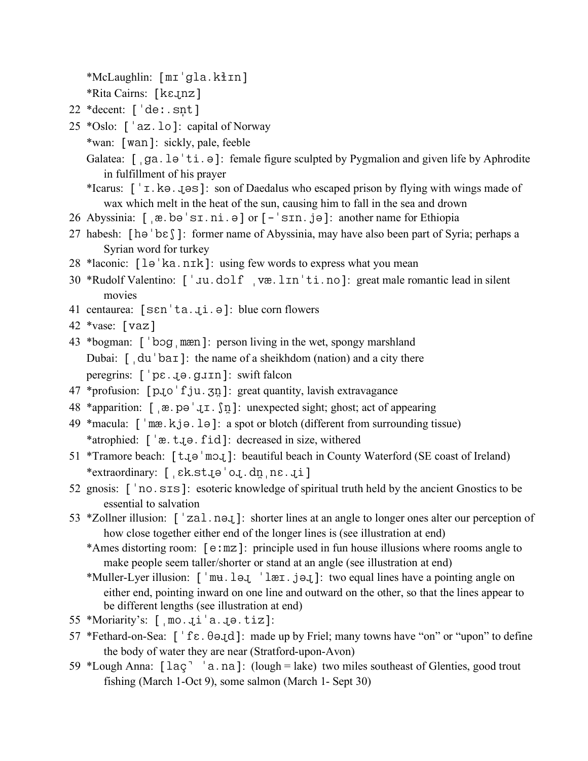*McLaughlin: [mɪˈgla.kɫɪn]

*Rita Cairns: [kɛɹnz]

22 *decent: [ˈdeː.sn̩t]

25 *Oslo: [ˈaz.lo]: capital of Norway

*wan: [wan]: sickly, pale, feeble

Galatea: [ˌga.ləˈti.ə]: female figure sculpted by Pygmalion and given life by Aphrodite in fulfillment of his prayer

*Icarus: [ˈɪ.kə.ɹəs]: son of Daedalus who escaped prison by flying with wings made of wax which melt in the heat of the sun, causing him to fall in the sea and drown

26 Abyssinia: [ˌæ.bəˈsɪ.ni.ə] or [-ˈsɪn.jə]: another name for Ethiopia

27 habesh: [həˈbɛʃ]: former name of Abyssinia, may have also been part of Syria; perhaps a Syrian word for turkey

28 *laconic: [ləˈka.nɪk]: using few words to express what you mean

30 *Rudolf Valentino: [ˈɹu.dɔlf ˌvæ.lɪnˈti.no]: great male romantic lead in silent movies

41 centaurea: [sɛnˈta.ɹi.ə]: blue corn flowers

42 *vase: [vaz]

43 *bogman: [ˈbɔgˌmæn]: person living in the wet, spongy marshland

Dubai: [ˌduˈbaɪ]: the name of a sheikhdom (nation) and a city there

peregrins: [ˈpɛ.ɹə.gɹɪn]: swift falcon

47 *profusion: [pɹoˈfju.ʒn̩]: great quantity, lavish extravagance

48 *apparition: [ˌæ.pəˈɹɪ.ʃn̩]: unexpected sight; ghost; act of appearing

49 *macula: [ˈmæ.kjə.lə]: a spot or blotch (different from surrounding tissue)

*atrophied: [ˈæ.tɹə.fid]: decreased in size, withered

51 *Tramore beach: [tɹəˈmoɹ]: beautiful beach in County Waterford (SE coast of Ireland)

*extraordinary: [ˌɛk.stɹəˈoɹ.dn̩ˌnɛ.ɹi]

52 gnosis: [ˈno.sɪs]: esoteric knowledge of spiritual truth held by the ancient Gnostics to be essential to salvation

53 *Zollner illusion: [ˈzal.nəɹ]: shorter lines at an angle to longer ones alter our perception of how close together either end of the longer lines is (see illustration at end)

*Ames distorting room: [eːmz]: principle used in fun house illusions where rooms angle to make people seem taller/shorter or stand at an angle (see illustration at end)

*Muller-Lyer illusion: [ˈmʉ.ləɹ ˈlæɪ.jəɹ]: two equal lines have a pointing angle on either end, pointing inward on one line and outward on the other, so that the lines appear to be different lengths (see illustration at end)

55 *Moriarity's: [ˌmo.ɹiˈa.ɹə.tiz]:

57 *Fethard-on-Sea: [ˈfɛ.θəɹd]: made up by Friel; many towns have "on" or "upon" to define the body of water they are near (Stratford-upon-Avon)

59 *Lough Anna: [laç˺ ˈa.na]: (lough = lake) two miles southeast of Glenties, good trout fishing (March 1-Oct 9), some salmon (March 1- Sept 30)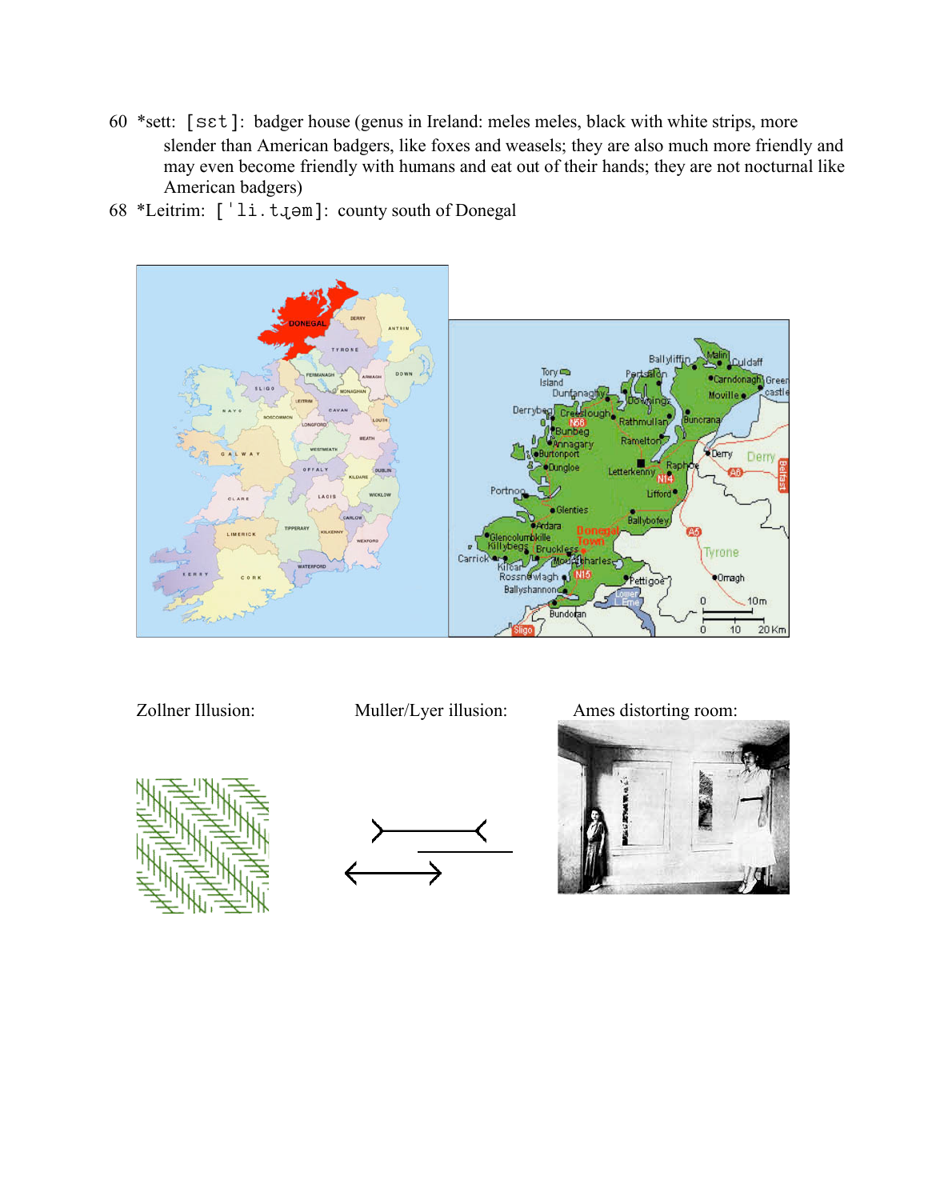60 *sett: [sɛt]: badger house (genus in Ireland: meles meles, black with white strips, more slender than American badgers, like foxes and weasels; they are also much more friendly and may even become friendly with humans and eat out of their hands; they are not nocturnal like American badgers)

68 *Leitrim: [ˈli.tɹəm]: county south of Donegal

Zollner Illusion:

Muller/Lyer illusion:

Ames distorting room: